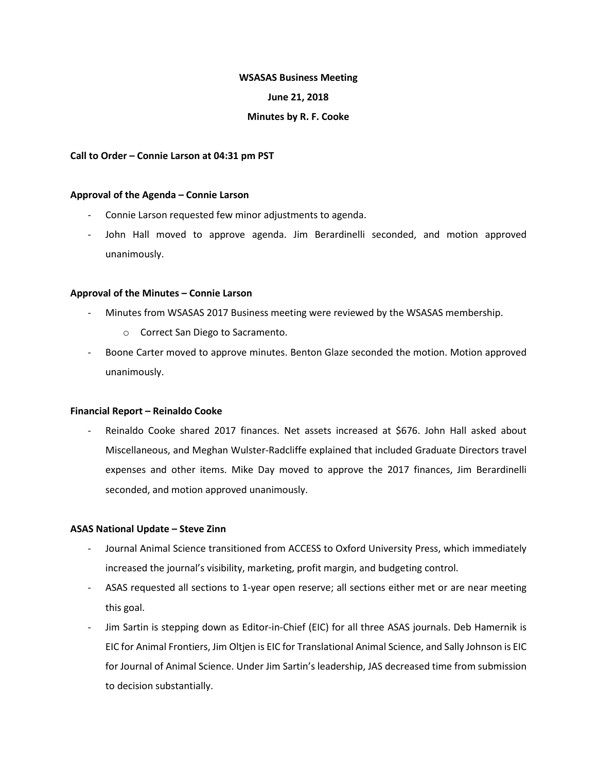**WSASAS Business Meeting**

**June 21, 2018**

**Minutes by R. F. Cooke**

**Call to Order – Connie Larson at 04:31 pm PST**

**Approval of the Agenda – Connie Larson**

- Connie Larson requested few minor adjustments to agenda.
- John Hall moved to approve agenda. Jim Berardinelli seconded, and motion approved unanimously.

**Approval of the Minutes – Connie Larson**

- Minutes from WSASAS 2017 Business meeting were reviewed by the WSASAS membership.
    - Correct San Diego to Sacramento.
- Boone Carter moved to approve minutes. Benton Glaze seconded the motion. Motion approved unanimously.

**Financial Report – Reinaldo Cooke**

- Reinaldo Cooke shared 2017 finances. Net assets increased at $676. John Hall asked about Miscellaneous, and Meghan Wulster-Radcliffe explained that included Graduate Directors travel expenses and other items. Mike Day moved to approve the 2017 finances, Jim Berardinelli seconded, and motion approved unanimously.

**ASAS National Update – Steve Zinn**

- Journal Animal Science transitioned from ACCESS to Oxford University Press, which immediately increased the journal's visibility, marketing, profit margin, and budgeting control.
- ASAS requested all sections to 1-year open reserve; all sections either met or are near meeting this goal.
- Jim Sartin is stepping down as Editor-in-Chief (EIC) for all three ASAS journals. Deb Hamernik is EIC for Animal Frontiers, Jim Oltjen is EIC for Translational Animal Science, and Sally Johnson is EIC for Journal of Animal Science. Under Jim Sartin's leadership, JAS decreased time from submission to decision substantially.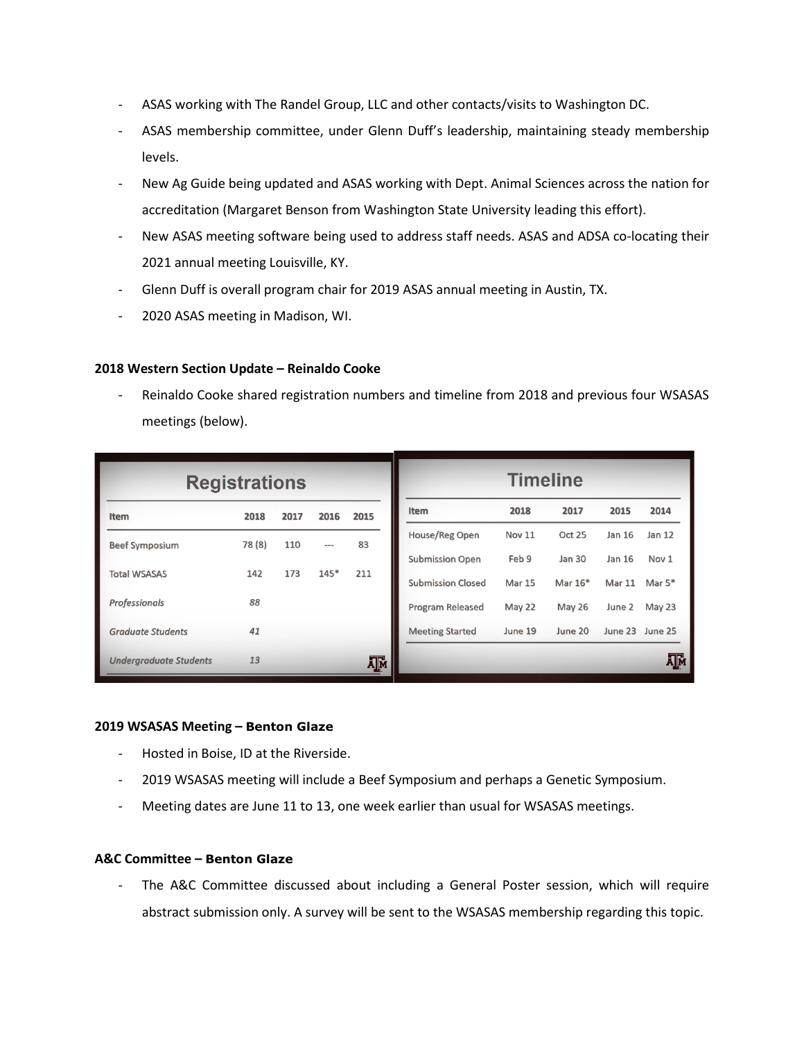- ASAS working with The Randel Group, LLC and other contacts/visits to Washington DC.
- ASAS membership committee, under Glenn Duff's leadership, maintaining steady membership levels.
- New Ag Guide being updated and ASAS working with Dept. Animal Sciences across the nation for accreditation (Margaret Benson from Washington State University leading this effort).
- New ASAS meeting software being used to address staff needs. ASAS and ADSA co-locating their 2021 annual meeting Louisville, KY.
- Glenn Duff is overall program chair for 2019 ASAS annual meeting in Austin, TX.
- 2020 ASAS meeting in Madison, WI.

**2018 Western Section Update – Reinaldo Cooke**

- Reinaldo Cooke shared registration numbers and timeline from 2018 and previous four WSASAS meetings (below).

**Registrations**

| Item | 2018 | 2017 | 2016 | 2015 |
|---|---|---|---|---|
| Beef Symposium | 78 (8) | 110 | --- | 83 |
| Total WSASAS | 142 | 173 | 145* | 211 |
| *Professionals* | *88* | | | |
| *Graduate Students* | *41* | | | |
| *Undergraduate Students* | *13* | | | |

**Timeline**

| Item | 2018 | 2017 | 2015 | 2014 |
|---|---|---|---|---|
| House/Reg Open | Nov 11 | Oct 25 | Jan 16 | Jan 12 |
| Submission Open | Feb 9 | Jan 30 | Jan 16 | Nov 1 |
| Submission Closed | Mar 15 | Mar 16* | Mar 11 | Mar 5* |
| Program Released | May 22 | May 26 | June 2 | May 23 |
| Meeting Started | June 19 | June 20 | June 23 | June 25 |

**2019 WSASAS Meeting – Benton Glaze**

- Hosted in Boise, ID at the Riverside.
- 2019 WSASAS meeting will include a Beef Symposium and perhaps a Genetic Symposium.
- Meeting dates are June 11 to 13, one week earlier than usual for WSASAS meetings.

**A&C Committee – Benton Glaze**

- The A&C Committee discussed about including a General Poster session, which will require abstract submission only. A survey will be sent to the WSASAS membership regarding this topic.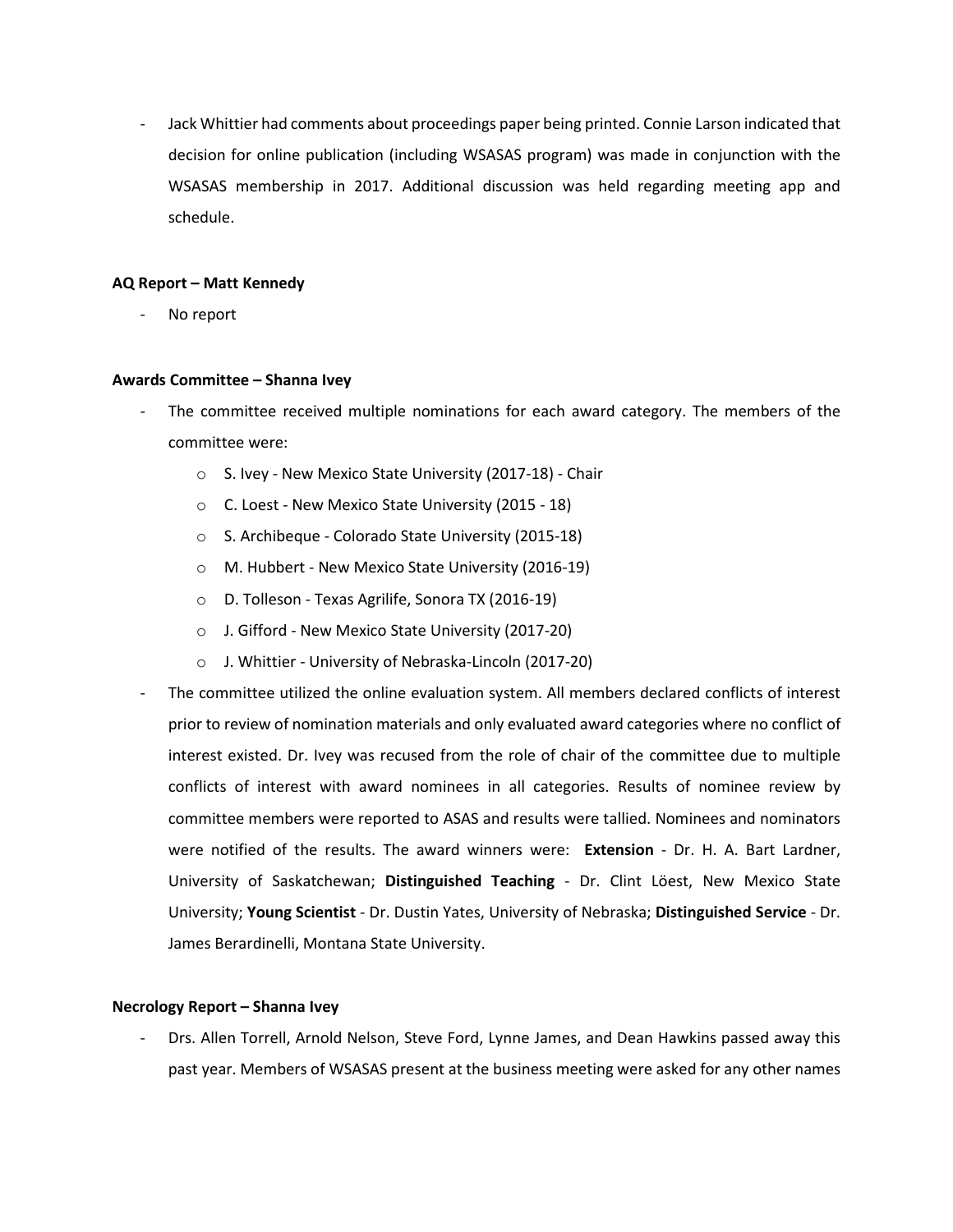- Jack Whittier had comments about proceedings paper being printed. Connie Larson indicated that decision for online publication (including WSASAS program) was made in conjunction with the WSASAS membership in 2017. Additional discussion was held regarding meeting app and schedule.

**AQ Report – Matt Kennedy**

- No report

**Awards Committee – Shanna Ivey**

- The committee received multiple nominations for each award category. The members of the committee were:
    - S. Ivey - New Mexico State University (2017-18) - Chair
    - C. Loest - New Mexico State University (2015 - 18)
    - S. Archibeque - Colorado State University (2015-18)
    - M. Hubbert - New Mexico State University (2016-19)
    - D. Tolleson - Texas Agrilife, Sonora TX (2016-19)
    - J. Gifford - New Mexico State University (2017-20)
    - J. Whittier - University of Nebraska-Lincoln (2017-20)
- The committee utilized the online evaluation system. All members declared conflicts of interest prior to review of nomination materials and only evaluated award categories where no conflict of interest existed. Dr. Ivey was recused from the role of chair of the committee due to multiple conflicts of interest with award nominees in all categories. Results of nominee review by committee members were reported to ASAS and results were tallied. Nominees and nominators were notified of the results. The award winners were: **Extension** - Dr. H. A. Bart Lardner, University of Saskatchewan; **Distinguished Teaching** - Dr. Clint Löest, New Mexico State University; **Young Scientist** - Dr. Dustin Yates, University of Nebraska; **Distinguished Service** - Dr. James Berardinelli, Montana State University.

**Necrology Report – Shanna Ivey**

- Drs. Allen Torrell, Arnold Nelson, Steve Ford, Lynne James, and Dean Hawkins passed away this past year. Members of WSASAS present at the business meeting were asked for any other names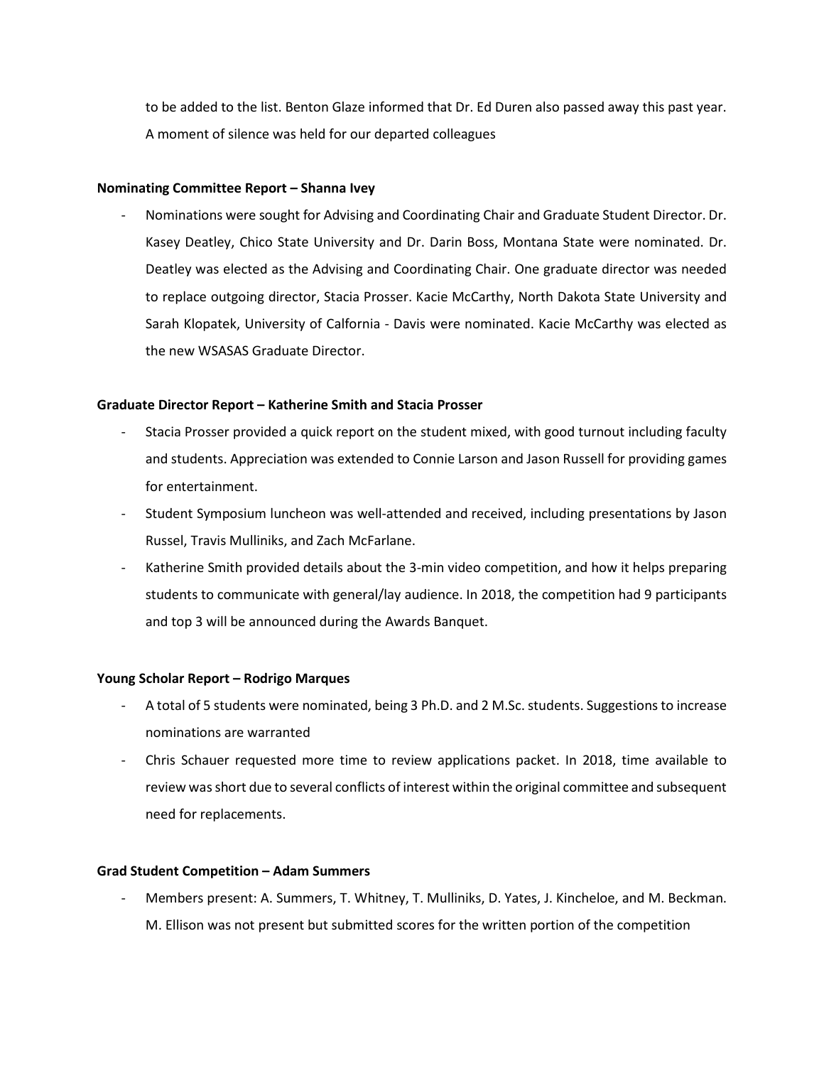to be added to the list. Benton Glaze informed that Dr. Ed Duren also passed away this past year. A moment of silence was held for our departed colleagues

**Nominating Committee Report – Shanna Ivey**

- Nominations were sought for Advising and Coordinating Chair and Graduate Student Director. Dr. Kasey Deatley, Chico State University and Dr. Darin Boss, Montana State were nominated. Dr. Deatley was elected as the Advising and Coordinating Chair. One graduate director was needed to replace outgoing director, Stacia Prosser. Kacie McCarthy, North Dakota State University and Sarah Klopatek, University of Calfornia - Davis were nominated. Kacie McCarthy was elected as the new WSASAS Graduate Director.

**Graduate Director Report – Katherine Smith and Stacia Prosser**

- Stacia Prosser provided a quick report on the student mixed, with good turnout including faculty and students. Appreciation was extended to Connie Larson and Jason Russell for providing games for entertainment.
- Student Symposium luncheon was well-attended and received, including presentations by Jason Russel, Travis Mulliniks, and Zach McFarlane.
- Katherine Smith provided details about the 3-min video competition, and how it helps preparing students to communicate with general/lay audience. In 2018, the competition had 9 participants and top 3 will be announced during the Awards Banquet.

**Young Scholar Report – Rodrigo Marques**

- A total of 5 students were nominated, being 3 Ph.D. and 2 M.Sc. students. Suggestions to increase nominations are warranted
- Chris Schauer requested more time to review applications packet. In 2018, time available to review was short due to several conflicts of interest within the original committee and subsequent need for replacements.

**Grad Student Competition – Adam Summers**

- Members present: A. Summers, T. Whitney, T. Mulliniks, D. Yates, J. Kincheloe, and M. Beckman. M. Ellison was not present but submitted scores for the written portion of the competition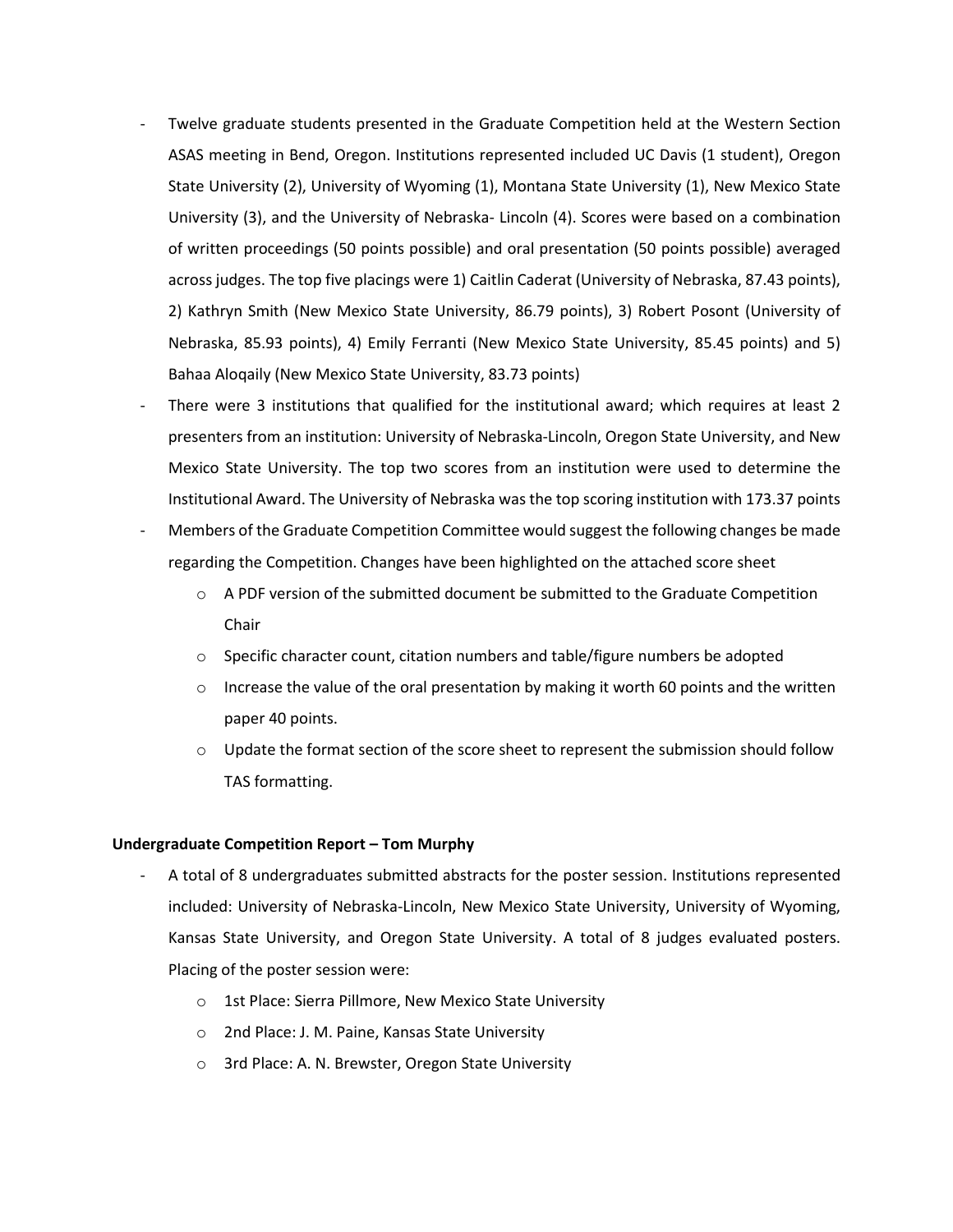- Twelve graduate students presented in the Graduate Competition held at the Western Section ASAS meeting in Bend, Oregon. Institutions represented included UC Davis (1 student), Oregon State University (2), University of Wyoming (1), Montana State University (1), New Mexico State University (3), and the University of Nebraska- Lincoln (4). Scores were based on a combination of written proceedings (50 points possible) and oral presentation (50 points possible) averaged across judges. The top five placings were 1) Caitlin Caderat (University of Nebraska, 87.43 points), 2) Kathryn Smith (New Mexico State University, 86.79 points), 3) Robert Posont (University of Nebraska, 85.93 points), 4) Emily Ferranti (New Mexico State University, 85.45 points) and 5) Bahaa Aloqaily (New Mexico State University, 83.73 points)
- There were 3 institutions that qualified for the institutional award; which requires at least 2 presenters from an institution: University of Nebraska-Lincoln, Oregon State University, and New Mexico State University. The top two scores from an institution were used to determine the Institutional Award. The University of Nebraska was the top scoring institution with 173.37 points
- Members of the Graduate Competition Committee would suggest the following changes be made regarding the Competition. Changes have been highlighted on the attached score sheet
  - A PDF version of the submitted document be submitted to the Graduate Competition Chair
  - Specific character count, citation numbers and table/figure numbers be adopted
  - Increase the value of the oral presentation by making it worth 60 points and the written paper 40 points.
  - Update the format section of the score sheet to represent the submission should follow TAS formatting.

**Undergraduate Competition Report – Tom Murphy**

- A total of 8 undergraduates submitted abstracts for the poster session. Institutions represented included: University of Nebraska-Lincoln, New Mexico State University, University of Wyoming, Kansas State University, and Oregon State University. A total of 8 judges evaluated posters. Placing of the poster session were:
  - 1st Place: Sierra Pillmore, New Mexico State University
  - 2nd Place: J. M. Paine, Kansas State University
  - 3rd Place: A. N. Brewster, Oregon State University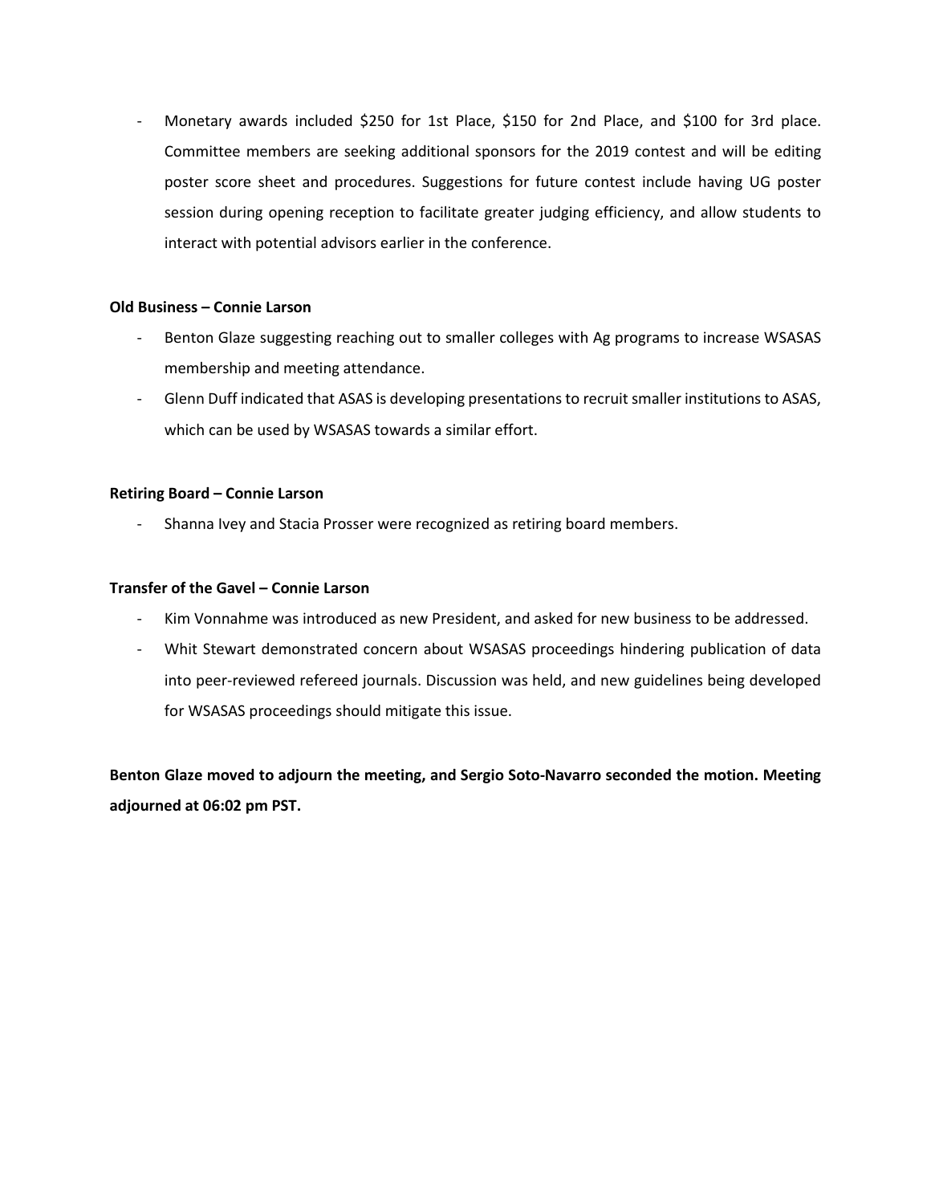- Monetary awards included $250 for 1st Place, $150 for 2nd Place, and $100 for 3rd place. Committee members are seeking additional sponsors for the 2019 contest and will be editing poster score sheet and procedures. Suggestions for future contest include having UG poster session during opening reception to facilitate greater judging efficiency, and allow students to interact with potential advisors earlier in the conference.

**Old Business – Connie Larson**

- Benton Glaze suggesting reaching out to smaller colleges with Ag programs to increase WSASAS membership and meeting attendance.
- Glenn Duff indicated that ASAS is developing presentations to recruit smaller institutions to ASAS, which can be used by WSASAS towards a similar effort.

**Retiring Board – Connie Larson**

- Shanna Ivey and Stacia Prosser were recognized as retiring board members.

**Transfer of the Gavel – Connie Larson**

- Kim Vonnahme was introduced as new President, and asked for new business to be addressed.
- Whit Stewart demonstrated concern about WSASAS proceedings hindering publication of data into peer-reviewed refereed journals. Discussion was held, and new guidelines being developed for WSASAS proceedings should mitigate this issue.

**Benton Glaze moved to adjourn the meeting, and Sergio Soto-Navarro seconded the motion. Meeting adjourned at 06:02 pm PST.**